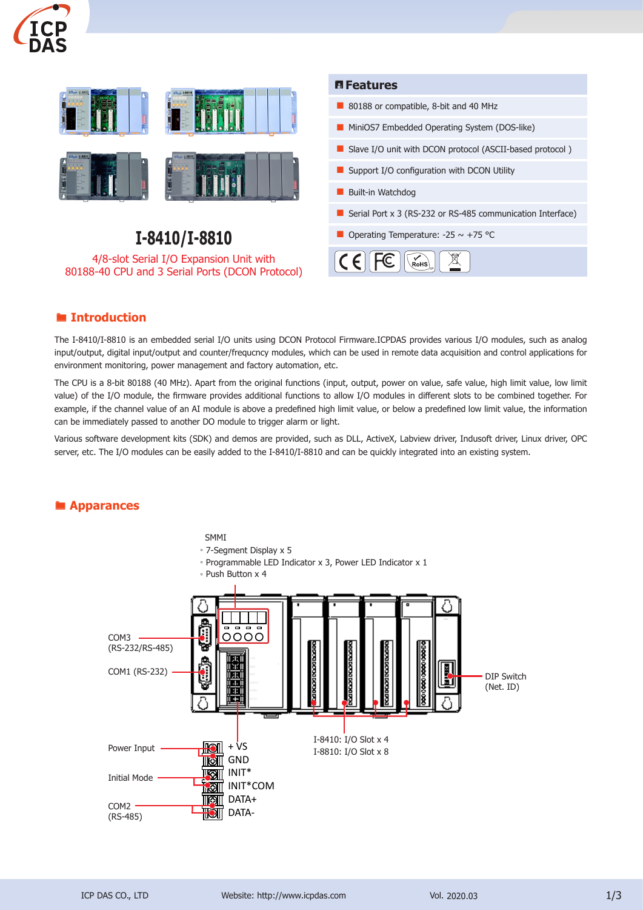# I-8410/I-8810

4/8-slot Serial I/O Expansion Unit with 80188-40 CPU and 3 Serial Ports (DCON Protocol)

## Features

- 80188 or compatible, 8-bit and 40 MHz
- MiniOS7 Embedded Operating System (DOS-like)
- Slave I/O unit with DCON protocol (ASCII-based protocol )
- Support I/O configuration with DCON Utility
- Built-in Watchdog
- Serial Port x 3 (RS-232 or RS-485 communication Interface)
- Operating Temperature: -25 ~ +75 °C

## Introduction

The I-8410/I-8810 is an embedded serial I/O units using DCON Protocol Firmware.ICPDAS provides various I/O modules, such as analog input/output, digital input/output and counter/frequcncy modules, which can be used in remote data acquisition and control applications for environment monitoring, power management and factory automation, etc.

The CPU is a 8-bit 80188 (40 MHz). Apart from the original functions (input, output, power on value, safe value, high limit value, low limit value) of the I/O module, the firmware provides additional functions to allow I/O modules in different slots to be combined together. For example, if the channel value of an AI module is above a predefined high limit value, or below a predefined low limit value, the information can be immediately passed to another DO module to trigger alarm or light.

Various software development kits (SDK) and demos are provided, such as DLL, ActiveX, Labview driver, Indusoft driver, Linux driver, OPC server, etc. The I/O modules can be easily added to the I-8410/I-8810 and can be quickly integrated into an existing system.

## Apparances

SMMI
- 7-Segment Display x 5
- Programmable LED Indicator x 3, Power LED Indicator x 1
- Push Button x 4

COM3 (RS-232/RS-485)

COM1 (RS-232)

DIP Switch (Net. ID)

I-8410: I/O Slot x 4
I-8810: I/O Slot x 8

Power Input: +VS, GND

Initial Mode: INIT*, INIT*COM

COM2 (RS-485): DATA+, DATA-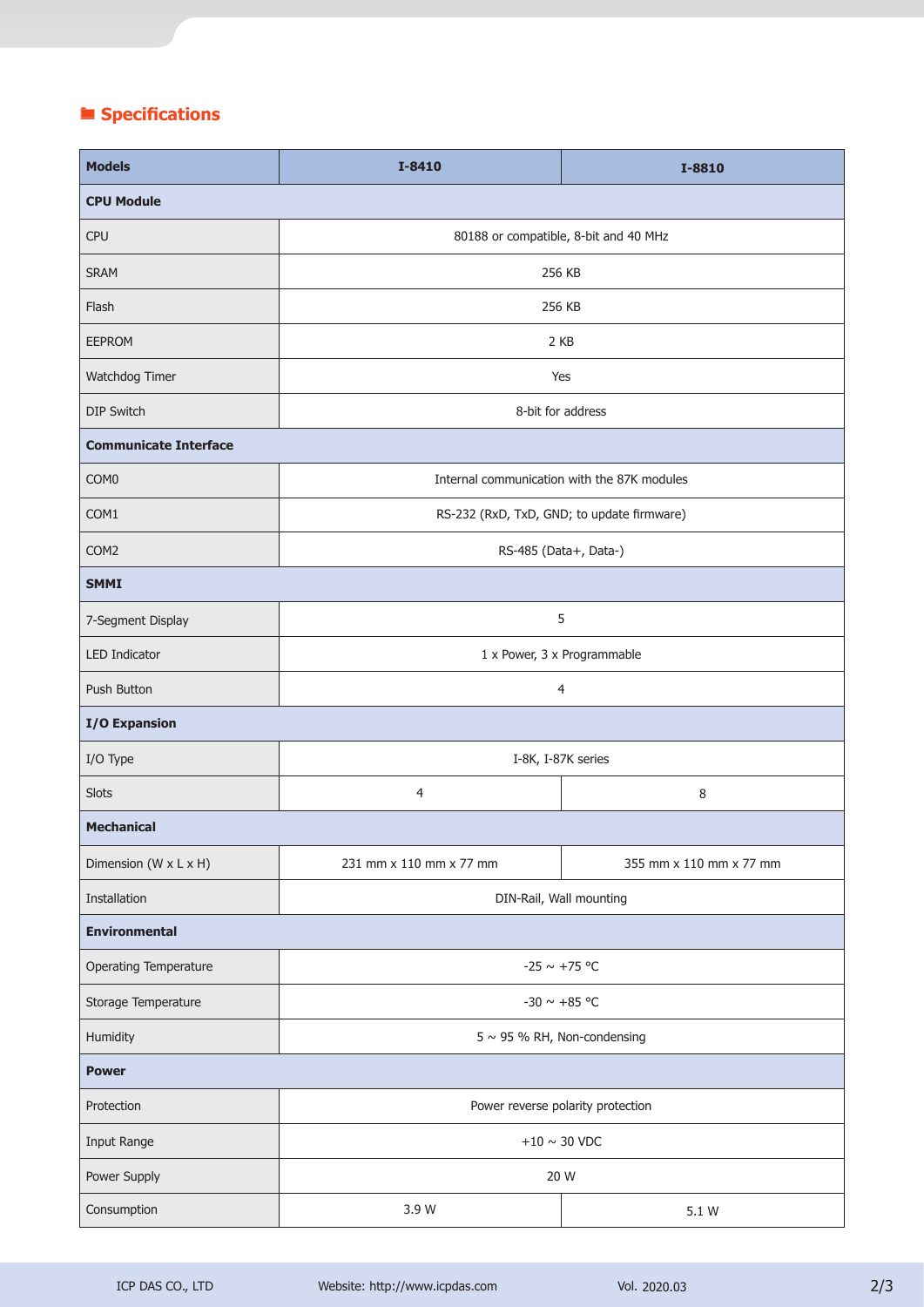## Specifications

| Models | I-8410 | I-8810 |
|---|---|---|
| **CPU Module** | | |
| CPU | 80188 or compatible, 8-bit and 40 MHz | |
| SRAM | 256 KB | |
| Flash | 256 KB | |
| EEPROM | 2 KB | |
| Watchdog Timer | Yes | |
| DIP Switch | 8-bit for address | |
| **Communicate Interface** | | |
| COM0 | Internal communication with the 87K modules | |
| COM1 | RS-232 (RxD, TxD, GND; to update firmware) | |
| COM2 | RS-485 (Data+, Data-) | |
| **SMMI** | | |
| 7-Segment Display | 5 | |
| LED Indicator | 1 x Power, 3 x Programmable | |
| Push Button | 4 | |
| **I/O Expansion** | | |
| I/O Type | I-8K, I-87K series | |
| Slots | 4 | 8 |
| **Mechanical** | | |
| Dimension (W x L x H) | 231 mm x 110 mm x 77 mm | 355 mm x 110 mm x 77 mm |
| Installation | DIN-Rail, Wall mounting | |
| **Environmental** | | |
| Operating Temperature | -25 ~ +75 °C | |
| Storage Temperature | -30 ~ +85 °C | |
| Humidity | 5 ~ 95 % RH, Non-condensing | |
| **Power** | | |
| Protection | Power reverse polarity protection | |
| Input Range | +10 ~ 30 VDC | |
| Power Supply | 20 W | |
| Consumption | 3.9 W | 5.1 W |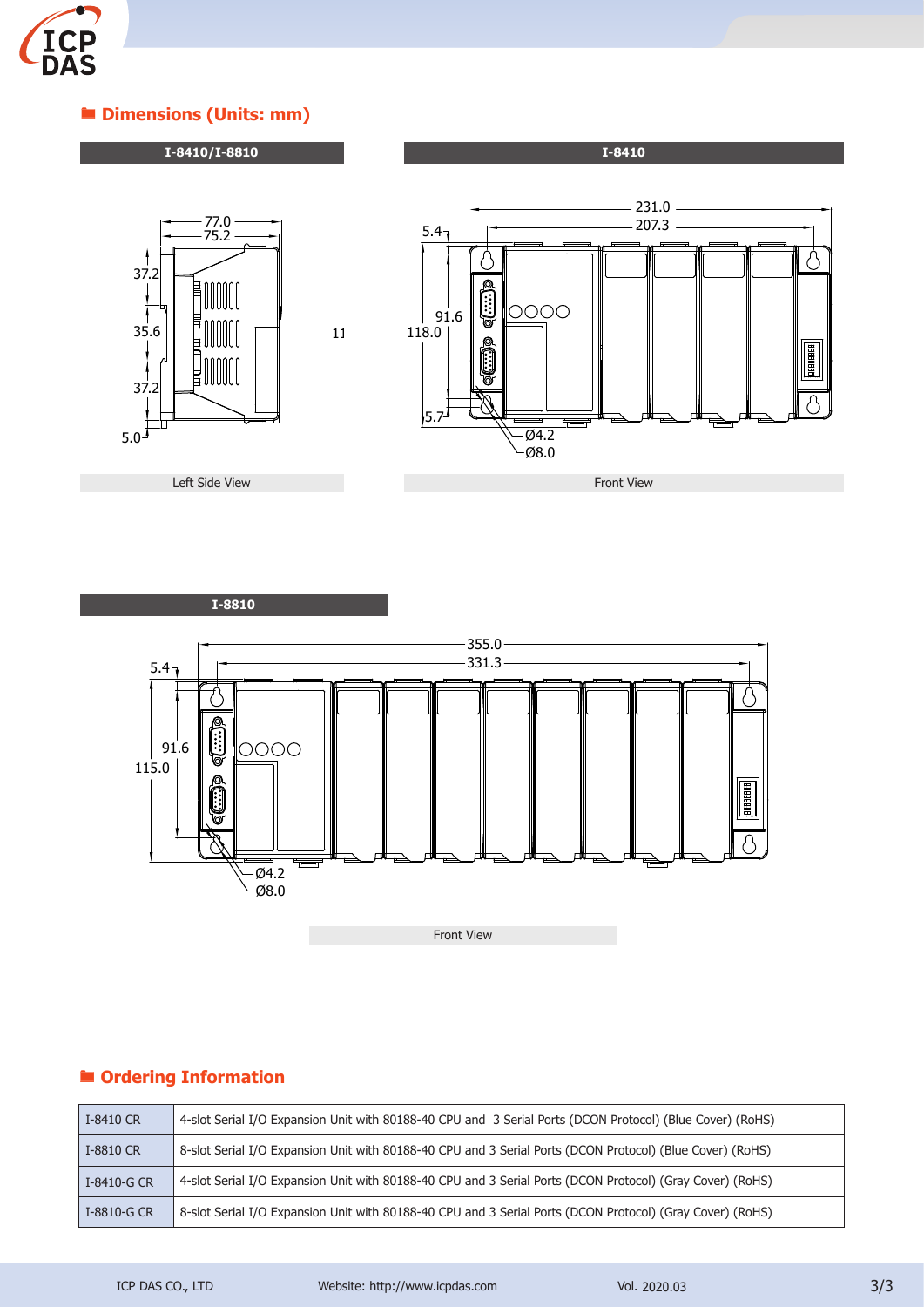## Dimensions (Units: mm)

**I-8410/I-8810**

77.0
75.2
37.2
35.6
37.2
5.0

Left Side View

**I-8410**

231.0
207.3
5.4
91.6
118.0
5.7
Ø4.2
Ø8.0

Front View

**I-8810**

355.0
331.3
5.4
91.6
115.0
Ø4.2
Ø8.0

Front View

## Ordering Information

| | |
|---|---|
| I-8410 CR | 4-slot Serial I/O Expansion Unit with 80188-40 CPU and 3 Serial Ports (DCON Protocol) (Blue Cover) (RoHS) |
| I-8810 CR | 8-slot Serial I/O Expansion Unit with 80188-40 CPU and 3 Serial Ports (DCON Protocol) (Blue Cover) (RoHS) |
| I-8410-G CR | 4-slot Serial I/O Expansion Unit with 80188-40 CPU and 3 Serial Ports (DCON Protocol) (Gray Cover) (RoHS) |
| I-8810-G CR | 8-slot Serial I/O Expansion Unit with 80188-40 CPU and 3 Serial Ports (DCON Protocol) (Gray Cover) (RoHS) |